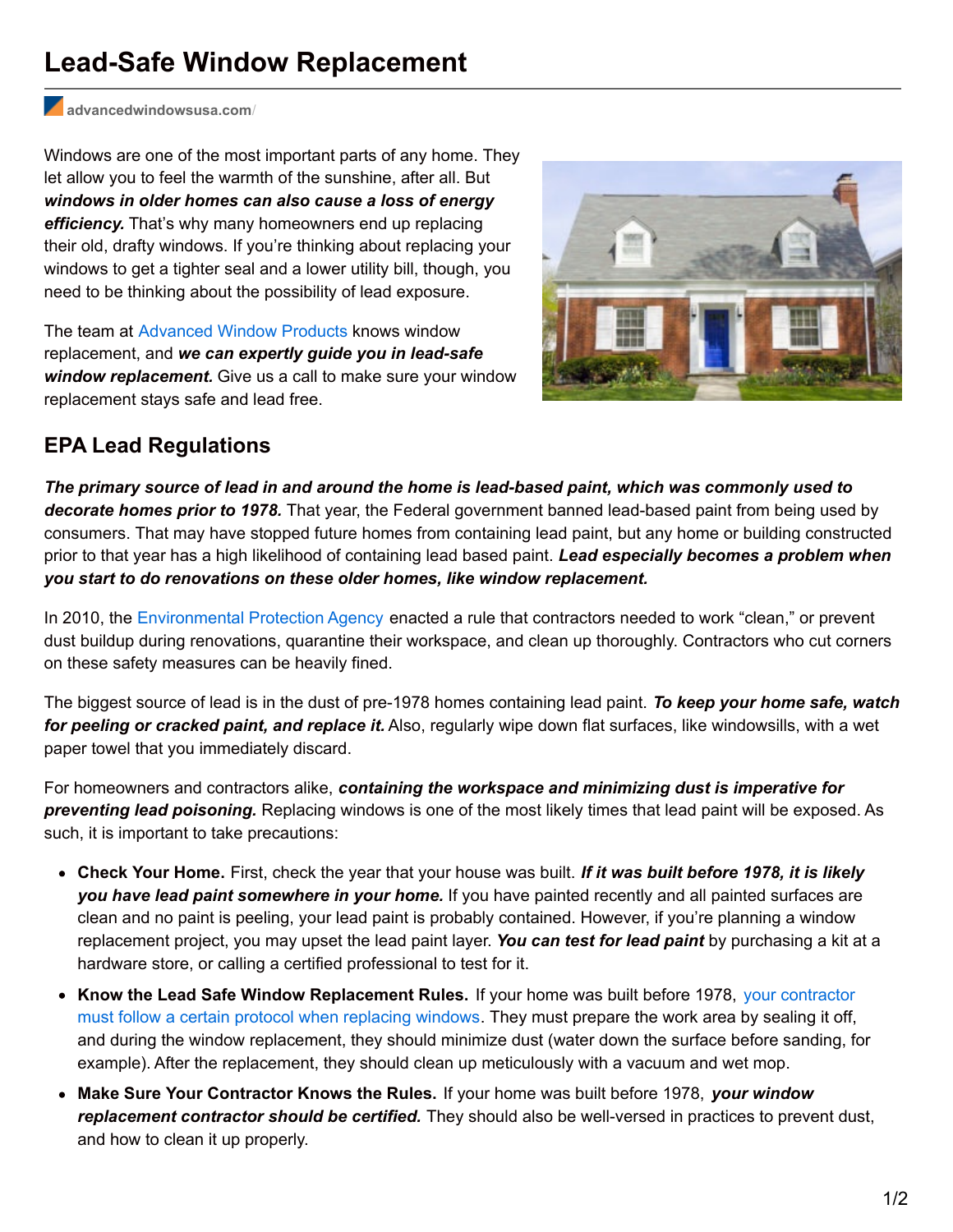# Lead-Safe Window Replacement

advancedwindowsusa.com/

Windows are one of the most important parts of any home. They let allow you to feel the warmth of the sunshine, after all. But ***windows in older homes can also cause a loss of energy efficiency.*** That's why many homeowners end up replacing their old, drafty windows. If you're thinking about replacing your windows to get a tighter seal and a lower utility bill, though, you need to be thinking about the possibility of lead exposure.

The team at Advanced Window Products knows window replacement, and ***we can expertly guide you in lead-safe window replacement.*** Give us a call to make sure your window replacement stays safe and lead free.

## EPA Lead Regulations

***The primary source of lead in and around the home is lead-based paint, which was commonly used to decorate homes prior to 1978.*** That year, the Federal government banned lead-based paint from being used by consumers. That may have stopped future homes from containing lead paint, but any home or building constructed prior to that year has a high likelihood of containing lead based paint. ***Lead especially becomes a problem when you start to do renovations on these older homes, like window replacement.***

In 2010, the Environmental Protection Agency enacted a rule that contractors needed to work "clean," or prevent dust buildup during renovations, quarantine their workspace, and clean up thoroughly. Contractors who cut corners on these safety measures can be heavily fined.

The biggest source of lead is in the dust of pre-1978 homes containing lead paint. ***To keep your home safe, watch for peeling or cracked paint, and replace it.*** Also, regularly wipe down flat surfaces, like windowsills, with a wet paper towel that you immediately discard.

For homeowners and contractors alike, ***containing the workspace and minimizing dust is imperative for preventing lead poisoning.*** Replacing windows is one of the most likely times that lead paint will be exposed. As such, it is important to take precautions:

- **Check Your Home.** First, check the year that your house was built. ***If it was built before 1978, it is likely you have lead paint somewhere in your home.*** If you have painted recently and all painted surfaces are clean and no paint is peeling, your lead paint is probably contained. However, if you're planning a window replacement project, you may upset the lead paint layer. ***You can test for lead paint*** by purchasing a kit at a hardware store, or calling a certified professional to test for it.
- **Know the Lead Safe Window Replacement Rules.** If your home was built before 1978, your contractor must follow a certain protocol when replacing windows. They must prepare the work area by sealing it off, and during the window replacement, they should minimize dust (water down the surface before sanding, for example). After the replacement, they should clean up meticulously with a vacuum and wet mop.
- **Make Sure Your Contractor Knows the Rules.** If your home was built before 1978, ***your window replacement contractor should be certified.*** They should also be well-versed in practices to prevent dust, and how to clean it up properly.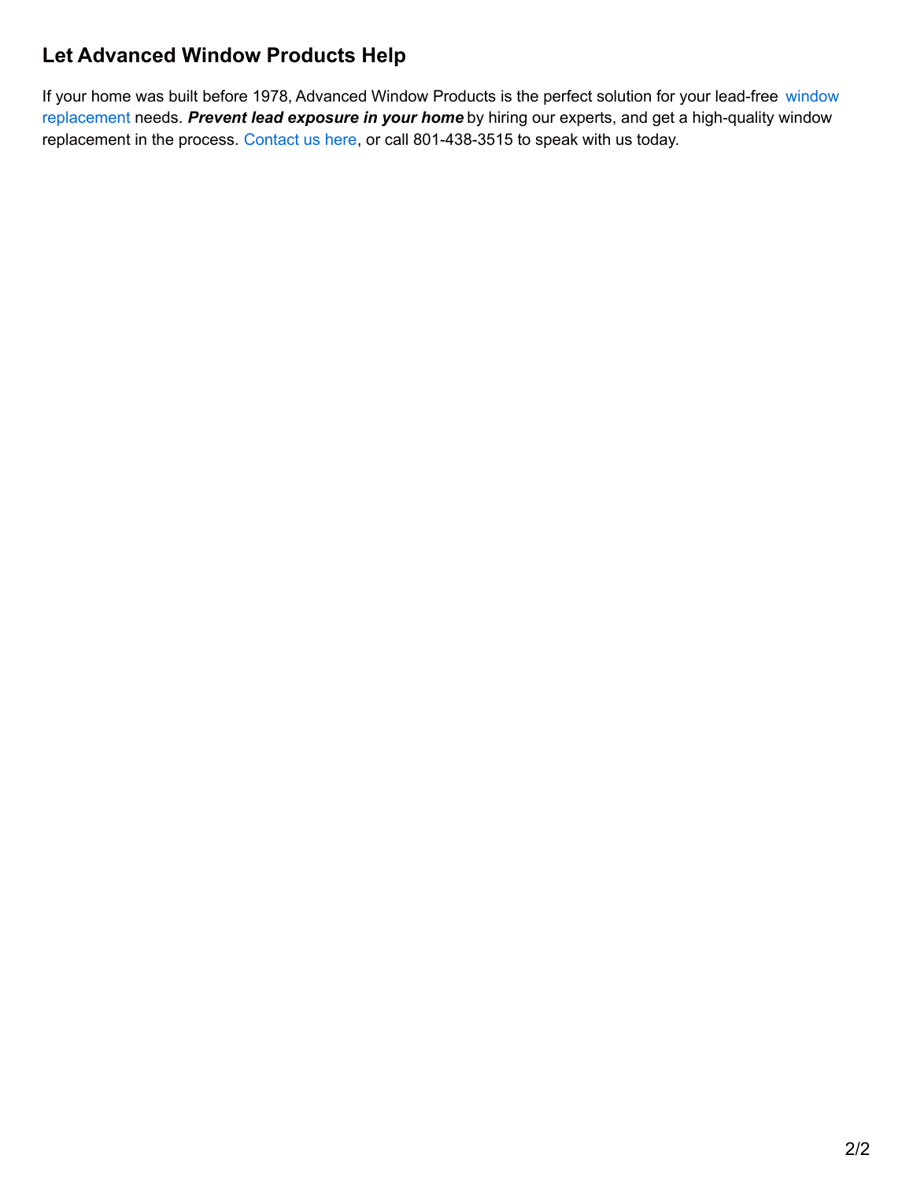## Let Advanced Window Products Help

If your home was built before 1978, Advanced Window Products is the perfect solution for your lead-free window replacement needs. ***Prevent lead exposure in your home*** by hiring our experts, and get a high-quality window replacement in the process. Contact us here, or call 801-438-3515 to speak with us today.